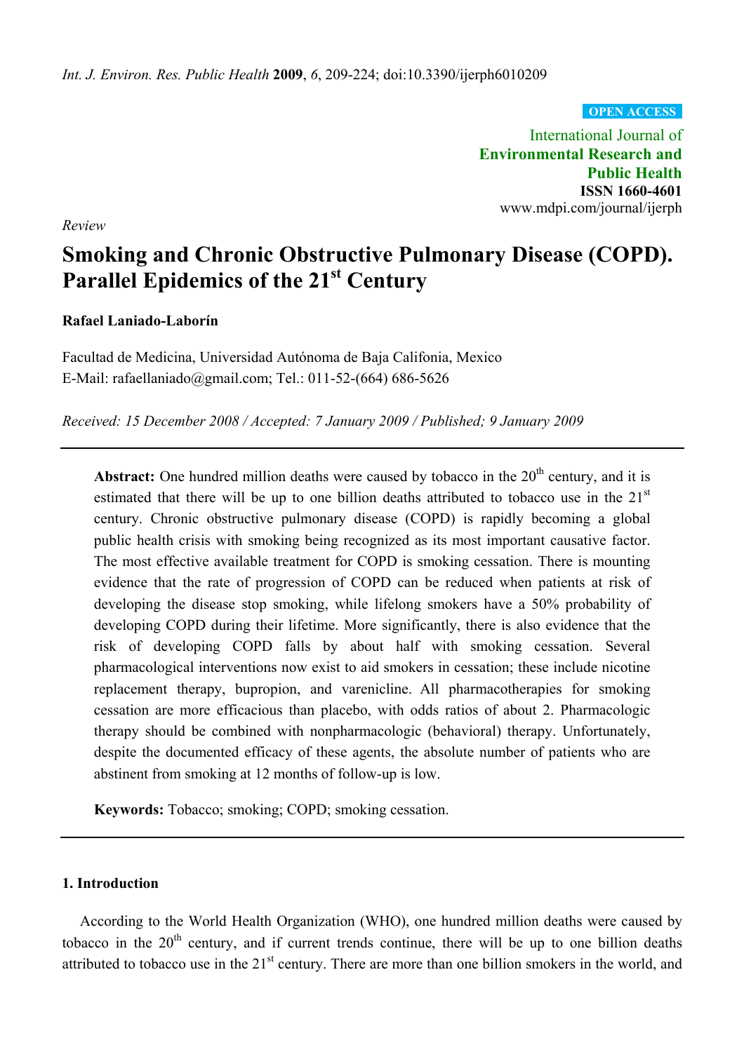*Int. J. Environ. Res. Public Health* **2009**, *6*, 209-224; doi:10.3390/ijerph6010209

**OPEN ACCESS**

International Journal of
**Environmental Research and Public Health**
**ISSN 1660-4601**
www.mdpi.com/journal/ijerph

*Review*

# Smoking and Chronic Obstructive Pulmonary Disease (COPD). Parallel Epidemics of the 21st Century

**Rafael Laniado-Laborín**

Facultad de Medicina, Universidad Autónoma de Baja Califonia, Mexico
E-Mail: rafaellaniado@gmail.com; Tel.: 011-52-(664) 686-5626

*Received: 15 December 2008 / Accepted: 7 January 2009 / Published; 9 January 2009*

---

**Abstract:** One hundred million deaths were caused by tobacco in the 20th century, and it is estimated that there will be up to one billion deaths attributed to tobacco use in the 21st century. Chronic obstructive pulmonary disease (COPD) is rapidly becoming a global public health crisis with smoking being recognized as its most important causative factor. The most effective available treatment for COPD is smoking cessation. There is mounting evidence that the rate of progression of COPD can be reduced when patients at risk of developing the disease stop smoking, while lifelong smokers have a 50% probability of developing COPD during their lifetime. More significantly, there is also evidence that the risk of developing COPD falls by about half with smoking cessation. Several pharmacological interventions now exist to aid smokers in cessation; these include nicotine replacement therapy, bupropion, and varenicline. All pharmacotherapies for smoking cessation are more efficacious than placebo, with odds ratios of about 2. Pharmacologic therapy should be combined with nonpharmacologic (behavioral) therapy. Unfortunately, despite the documented efficacy of these agents, the absolute number of patients who are abstinent from smoking at 12 months of follow-up is low.

**Keywords:** Tobacco; smoking; COPD; smoking cessation.

---

## 1. Introduction

According to the World Health Organization (WHO), one hundred million deaths were caused by tobacco in the 20th century, and if current trends continue, there will be up to one billion deaths attributed to tobacco use in the 21st century. There are more than one billion smokers in the world, and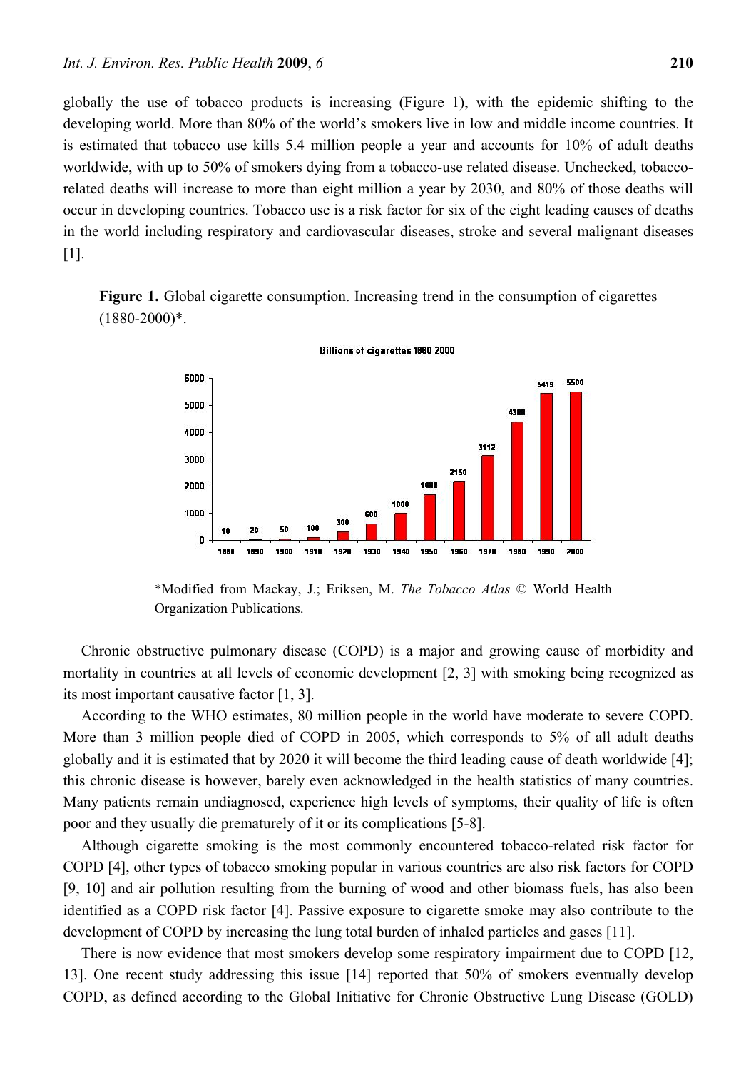globally the use of tobacco products is increasing (Figure 1), with the epidemic shifting to the developing world. More than 80% of the world's smokers live in low and middle income countries. It is estimated that tobacco use kills 5.4 million people a year and accounts for 10% of adult deaths worldwide, with up to 50% of smokers dying from a tobacco-use related disease. Unchecked, tobacco-related deaths will increase to more than eight million a year by 2030, and 80% of those deaths will occur in developing countries. Tobacco use is a risk factor for six of the eight leading causes of deaths in the world including respiratory and cardiovascular diseases, stroke and several malignant diseases [1].

**Figure 1.** Global cigarette consumption. Increasing trend in the consumption of cigarettes (1880-2000)*.

*Modified from Mackay, J.; Eriksen, M. *The Tobacco Atlas* © World Health Organization Publications.

Chronic obstructive pulmonary disease (COPD) is a major and growing cause of morbidity and mortality in countries at all levels of economic development [2, 3] with smoking being recognized as its most important causative factor [1, 3].

According to the WHO estimates, 80 million people in the world have moderate to severe COPD. More than 3 million people died of COPD in 2005, which corresponds to 5% of all adult deaths globally and it is estimated that by 2020 it will become the third leading cause of death worldwide [4]; this chronic disease is however, barely even acknowledged in the health statistics of many countries. Many patients remain undiagnosed, experience high levels of symptoms, their quality of life is often poor and they usually die prematurely of it or its complications [5-8].

Although cigarette smoking is the most commonly encountered tobacco-related risk factor for COPD [4], other types of tobacco smoking popular in various countries are also risk factors for COPD [9, 10] and air pollution resulting from the burning of wood and other biomass fuels, has also been identified as a COPD risk factor [4]. Passive exposure to cigarette smoke may also contribute to the development of COPD by increasing the lung total burden of inhaled particles and gases [11].

There is now evidence that most smokers develop some respiratory impairment due to COPD [12, 13]. One recent study addressing this issue [14] reported that 50% of smokers eventually develop COPD, as defined according to the Global Initiative for Chronic Obstructive Lung Disease (GOLD)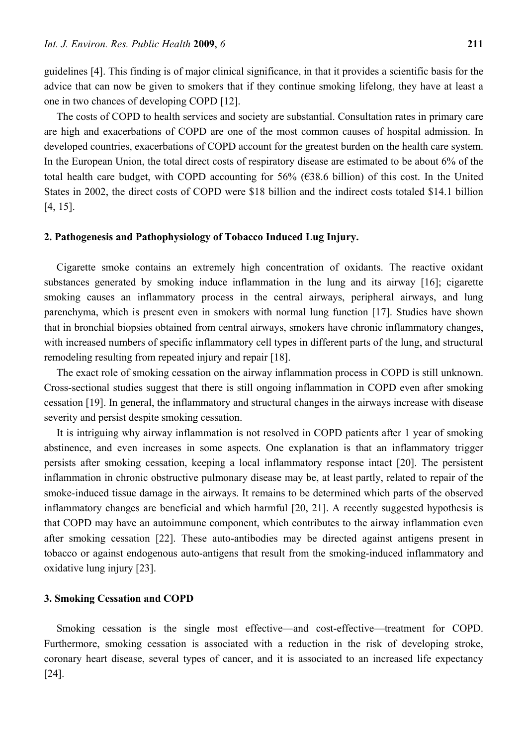guidelines [4]. This finding is of major clinical significance, in that it provides a scientific basis for the advice that can now be given to smokers that if they continue smoking lifelong, they have at least a one in two chances of developing COPD [12].

The costs of COPD to health services and society are substantial. Consultation rates in primary care are high and exacerbations of COPD are one of the most common causes of hospital admission. In developed countries, exacerbations of COPD account for the greatest burden on the health care system. In the European Union, the total direct costs of respiratory disease are estimated to be about 6% of the total health care budget, with COPD accounting for 56% (€38.6 billion) of this cost. In the United States in 2002, the direct costs of COPD were $18 billion and the indirect costs totaled $14.1 billion [4, 15].

## 2. Pathogenesis and Pathophysiology of Tobacco Induced Lug Injury.

Cigarette smoke contains an extremely high concentration of oxidants. The reactive oxidant substances generated by smoking induce inflammation in the lung and its airway [16]; cigarette smoking causes an inflammatory process in the central airways, peripheral airways, and lung parenchyma, which is present even in smokers with normal lung function [17]. Studies have shown that in bronchial biopsies obtained from central airways, smokers have chronic inflammatory changes, with increased numbers of specific inflammatory cell types in different parts of the lung, and structural remodeling resulting from repeated injury and repair [18].

The exact role of smoking cessation on the airway inflammation process in COPD is still unknown. Cross-sectional studies suggest that there is still ongoing inflammation in COPD even after smoking cessation [19]. In general, the inflammatory and structural changes in the airways increase with disease severity and persist despite smoking cessation.

It is intriguing why airway inflammation is not resolved in COPD patients after 1 year of smoking abstinence, and even increases in some aspects. One explanation is that an inflammatory trigger persists after smoking cessation, keeping a local inflammatory response intact [20]. The persistent inflammation in chronic obstructive pulmonary disease may be, at least partly, related to repair of the smoke-induced tissue damage in the airways. It remains to be determined which parts of the observed inflammatory changes are beneficial and which harmful [20, 21]. A recently suggested hypothesis is that COPD may have an autoimmune component, which contributes to the airway inflammation even after smoking cessation [22]. These auto-antibodies may be directed against antigens present in tobacco or against endogenous auto-antigens that result from the smoking-induced inflammatory and oxidative lung injury [23].

## 3. Smoking Cessation and COPD

Smoking cessation is the single most effective—and cost-effective—treatment for COPD. Furthermore, smoking cessation is associated with a reduction in the risk of developing stroke, coronary heart disease, several types of cancer, and it is associated to an increased life expectancy [24].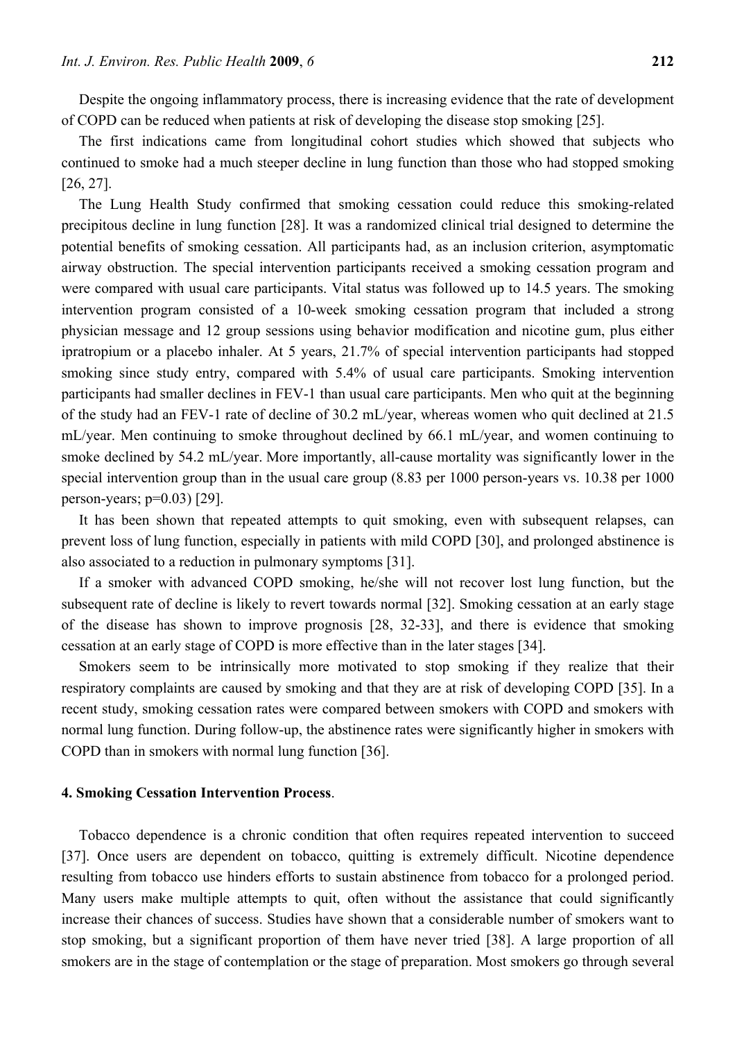Despite the ongoing inflammatory process, there is increasing evidence that the rate of development of COPD can be reduced when patients at risk of developing the disease stop smoking [25].

The first indications came from longitudinal cohort studies which showed that subjects who continued to smoke had a much steeper decline in lung function than those who had stopped smoking [26, 27].

The Lung Health Study confirmed that smoking cessation could reduce this smoking-related precipitous decline in lung function [28]. It was a randomized clinical trial designed to determine the potential benefits of smoking cessation. All participants had, as an inclusion criterion, asymptomatic airway obstruction. The special intervention participants received a smoking cessation program and were compared with usual care participants. Vital status was followed up to 14.5 years. The smoking intervention program consisted of a 10-week smoking cessation program that included a strong physician message and 12 group sessions using behavior modification and nicotine gum, plus either ipratropium or a placebo inhaler. At 5 years, 21.7% of special intervention participants had stopped smoking since study entry, compared with 5.4% of usual care participants. Smoking intervention participants had smaller declines in FEV-1 than usual care participants. Men who quit at the beginning of the study had an FEV-1 rate of decline of 30.2 mL/year, whereas women who quit declined at 21.5 mL/year. Men continuing to smoke throughout declined by 66.1 mL/year, and women continuing to smoke declined by 54.2 mL/year. More importantly, all-cause mortality was significantly lower in the special intervention group than in the usual care group (8.83 per 1000 person-years vs. 10.38 per 1000 person-years; $p=0.03$) [29].

It has been shown that repeated attempts to quit smoking, even with subsequent relapses, can prevent loss of lung function, especially in patients with mild COPD [30], and prolonged abstinence is also associated to a reduction in pulmonary symptoms [31].

If a smoker with advanced COPD smoking, he/she will not recover lost lung function, but the subsequent rate of decline is likely to revert towards normal [32]. Smoking cessation at an early stage of the disease has shown to improve prognosis [28, 32-33], and there is evidence that smoking cessation at an early stage of COPD is more effective than in the later stages [34].

Smokers seem to be intrinsically more motivated to stop smoking if they realize that their respiratory complaints are caused by smoking and that they are at risk of developing COPD [35]. In a recent study, smoking cessation rates were compared between smokers with COPD and smokers with normal lung function. During follow-up, the abstinence rates were significantly higher in smokers with COPD than in smokers with normal lung function [36].

## 4. Smoking Cessation Intervention Process.

Tobacco dependence is a chronic condition that often requires repeated intervention to succeed [37]. Once users are dependent on tobacco, quitting is extremely difficult. Nicotine dependence resulting from tobacco use hinders efforts to sustain abstinence from tobacco for a prolonged period. Many users make multiple attempts to quit, often without the assistance that could significantly increase their chances of success. Studies have shown that a considerable number of smokers want to stop smoking, but a significant proportion of them have never tried [38]. A large proportion of all smokers are in the stage of contemplation or the stage of preparation. Most smokers go through several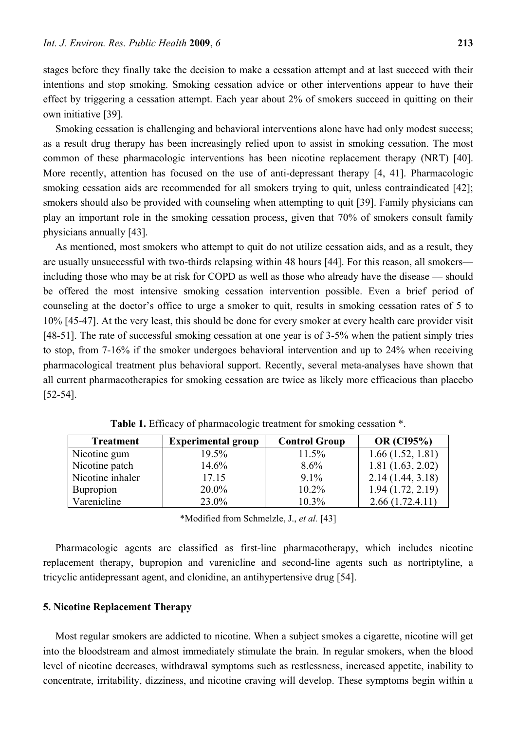stages before they finally take the decision to make a cessation attempt and at last succeed with their intentions and stop smoking. Smoking cessation advice or other interventions appear to have their effect by triggering a cessation attempt. Each year about 2% of smokers succeed in quitting on their own initiative [39].

Smoking cessation is challenging and behavioral interventions alone have had only modest success; as a result drug therapy has been increasingly relied upon to assist in smoking cessation. The most common of these pharmacologic interventions has been nicotine replacement therapy (NRT) [40]. More recently, attention has focused on the use of anti-depressant therapy [4, 41]. Pharmacologic smoking cessation aids are recommended for all smokers trying to quit, unless contraindicated [42]; smokers should also be provided with counseling when attempting to quit [39]. Family physicians can play an important role in the smoking cessation process, given that 70% of smokers consult family physicians annually [43].

As mentioned, most smokers who attempt to quit do not utilize cessation aids, and as a result, they are usually unsuccessful with two-thirds relapsing within 48 hours [44]. For this reason, all smokers— including those who may be at risk for COPD as well as those who already have the disease — should be offered the most intensive smoking cessation intervention possible. Even a brief period of counseling at the doctor's office to urge a smoker to quit, results in smoking cessation rates of 5 to 10% [45-47]. At the very least, this should be done for every smoker at every health care provider visit [48-51]. The rate of successful smoking cessation at one year is of 3-5% when the patient simply tries to stop, from 7-16% if the smoker undergoes behavioral intervention and up to 24% when receiving pharmacological treatment plus behavioral support. Recently, several meta-analyses have shown that all current pharmacotherapies for smoking cessation are twice as likely more efficacious than placebo [52-54].

**Table 1.** Efficacy of pharmacologic treatment for smoking cessation *.

| Treatment | Experimental group | Control Group | OR (CI95%) |
|---|---|---|---|
| Nicotine gum | 19.5% | 11.5% | 1.66 (1.52, 1.81) |
| Nicotine patch | 14.6% | 8.6% | 1.81 (1.63, 2.02) |
| Nicotine inhaler | 17.15 | 9.1% | 2.14 (1.44, 3.18) |
| Bupropion | 20.0% | 10.2% | 1.94 (1.72, 2.19) |
| Varenicline | 23.0% | 10.3% | 2.66 (1.72.4.11) |

*Modified from Schmelzle, J., *et al.* [43]

Pharmacologic agents are classified as first-line pharmacotherapy, which includes nicotine replacement therapy, bupropion and varenicline and second-line agents such as nortriptyline, a tricyclic antidepressant agent, and clonidine, an antihypertensive drug [54].

## 5. Nicotine Replacement Therapy

Most regular smokers are addicted to nicotine. When a subject smokes a cigarette, nicotine will get into the bloodstream and almost immediately stimulate the brain. In regular smokers, when the blood level of nicotine decreases, withdrawal symptoms such as restlessness, increased appetite, inability to concentrate, irritability, dizziness, and nicotine craving will develop. These symptoms begin within a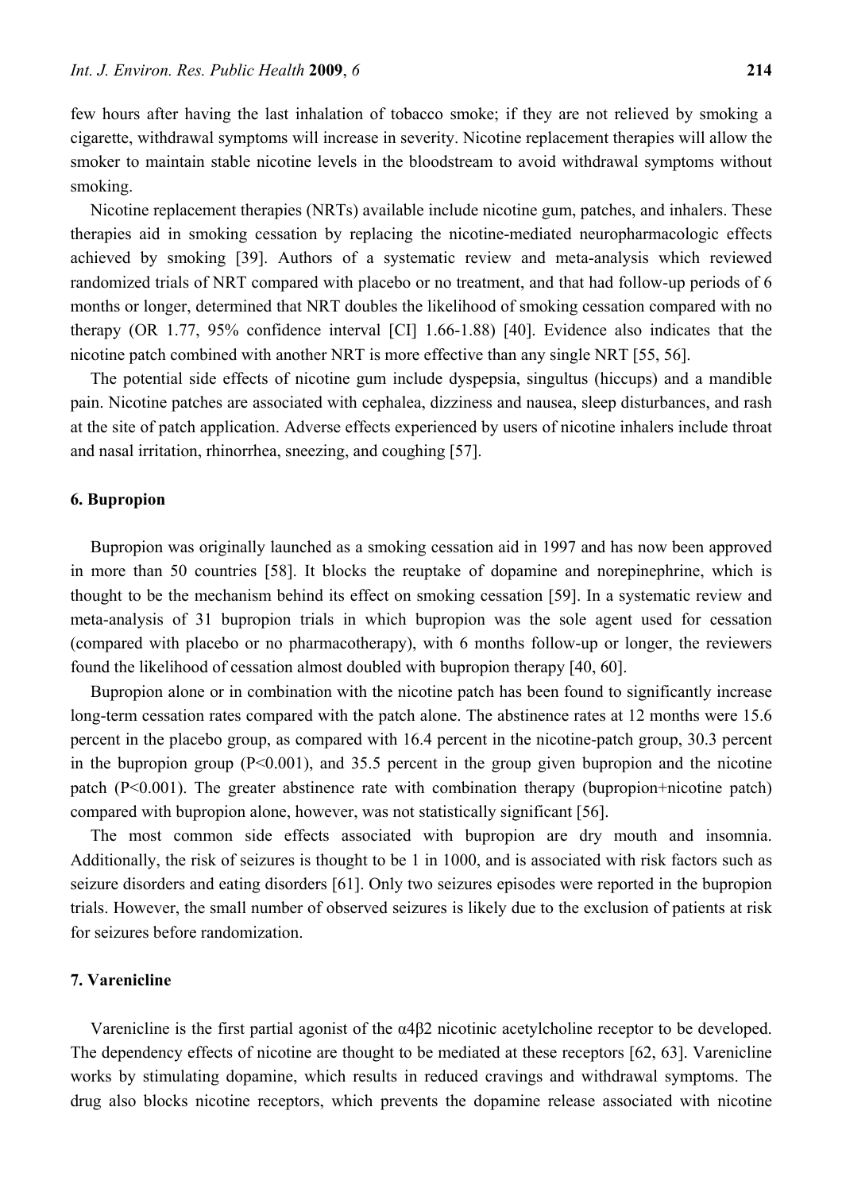few hours after having the last inhalation of tobacco smoke; if they are not relieved by smoking a cigarette, withdrawal symptoms will increase in severity. Nicotine replacement therapies will allow the smoker to maintain stable nicotine levels in the bloodstream to avoid withdrawal symptoms without smoking.

Nicotine replacement therapies (NRTs) available include nicotine gum, patches, and inhalers. These therapies aid in smoking cessation by replacing the nicotine-mediated neuropharmacologic effects achieved by smoking [39]. Authors of a systematic review and meta-analysis which reviewed randomized trials of NRT compared with placebo or no treatment, and that had follow-up periods of 6 months or longer, determined that NRT doubles the likelihood of smoking cessation compared with no therapy (OR 1.77, 95% confidence interval [CI] 1.66-1.88) [40]. Evidence also indicates that the nicotine patch combined with another NRT is more effective than any single NRT [55, 56].

The potential side effects of nicotine gum include dyspepsia, singultus (hiccups) and a mandible pain. Nicotine patches are associated with cephalea, dizziness and nausea, sleep disturbances, and rash at the site of patch application. Adverse effects experienced by users of nicotine inhalers include throat and nasal irritation, rhinorrhea, sneezing, and coughing [57].

## 6. Bupropion

Bupropion was originally launched as a smoking cessation aid in 1997 and has now been approved in more than 50 countries [58]. It blocks the reuptake of dopamine and norepinephrine, which is thought to be the mechanism behind its effect on smoking cessation [59]. In a systematic review and meta-analysis of 31 bupropion trials in which bupropion was the sole agent used for cessation (compared with placebo or no pharmacotherapy), with 6 months follow-up or longer, the reviewers found the likelihood of cessation almost doubled with bupropion therapy [40, 60].

Bupropion alone or in combination with the nicotine patch has been found to significantly increase long-term cessation rates compared with the patch alone. The abstinence rates at 12 months were 15.6 percent in the placebo group, as compared with 16.4 percent in the nicotine-patch group, 30.3 percent in the bupropion group ($P<0.001$), and 35.5 percent in the group given bupropion and the nicotine patch ($P<0.001$). The greater abstinence rate with combination therapy (bupropion+nicotine patch) compared with bupropion alone, however, was not statistically significant [56].

The most common side effects associated with bupropion are dry mouth and insomnia. Additionally, the risk of seizures is thought to be 1 in 1000, and is associated with risk factors such as seizure disorders and eating disorders [61]. Only two seizures episodes were reported in the bupropion trials. However, the small number of observed seizures is likely due to the exclusion of patients at risk for seizures before randomization.

## 7. Varenicline

Varenicline is the first partial agonist of the $\alpha4\beta2$ nicotinic acetylcholine receptor to be developed. The dependency effects of nicotine are thought to be mediated at these receptors [62, 63]. Varenicline works by stimulating dopamine, which results in reduced cravings and withdrawal symptoms. The drug also blocks nicotine receptors, which prevents the dopamine release associated with nicotine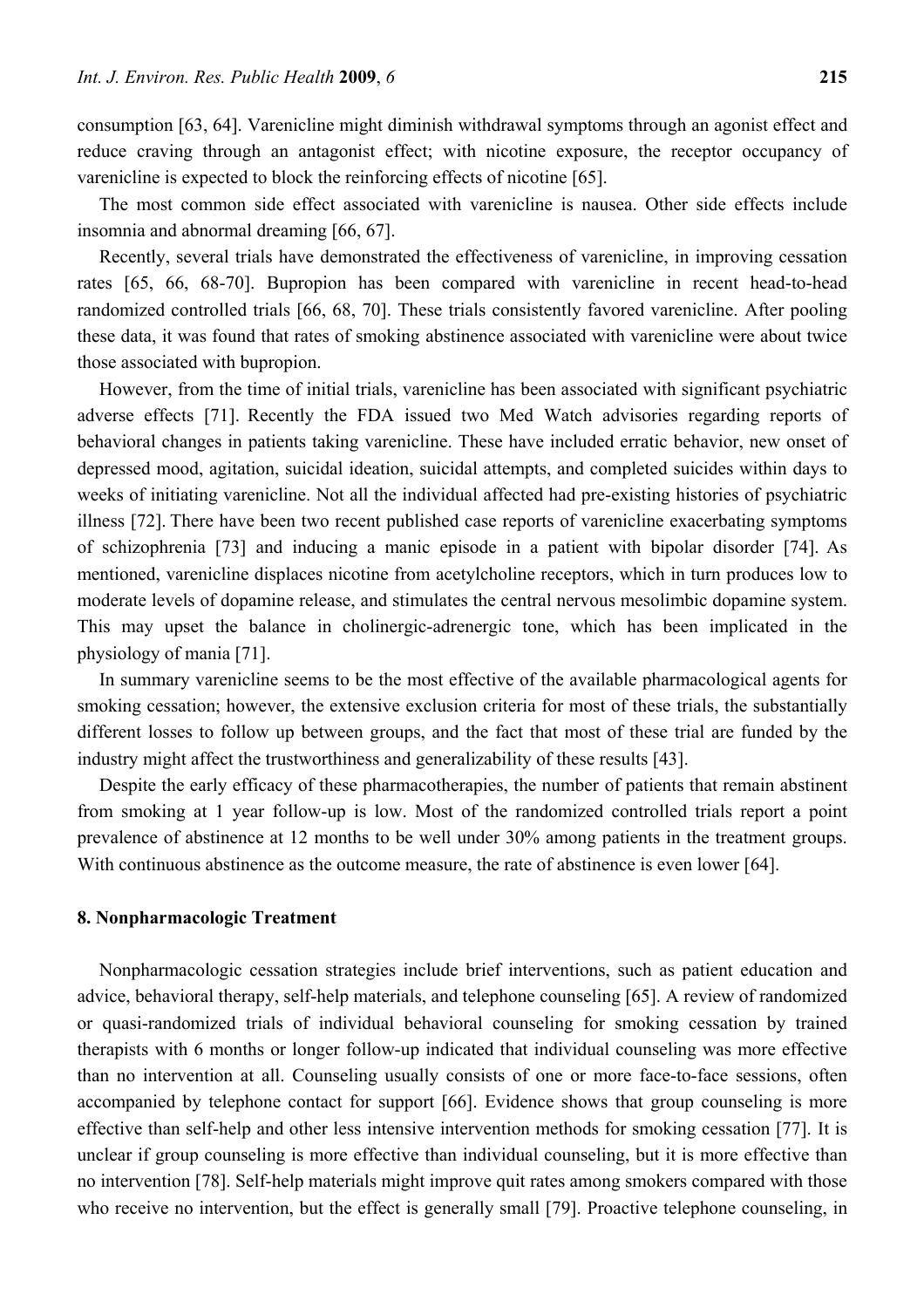consumption [63, 64]. Varenicline might diminish withdrawal symptoms through an agonist effect and reduce craving through an antagonist effect; with nicotine exposure, the receptor occupancy of varenicline is expected to block the reinforcing effects of nicotine [65].

The most common side effect associated with varenicline is nausea. Other side effects include insomnia and abnormal dreaming [66, 67].

Recently, several trials have demonstrated the effectiveness of varenicline, in improving cessation rates [65, 66, 68-70]. Bupropion has been compared with varenicline in recent head-to-head randomized controlled trials [66, 68, 70]. These trials consistently favored varenicline. After pooling these data, it was found that rates of smoking abstinence associated with varenicline were about twice those associated with bupropion.

However, from the time of initial trials, varenicline has been associated with significant psychiatric adverse effects [71]. Recently the FDA issued two Med Watch advisories regarding reports of behavioral changes in patients taking varenicline. These have included erratic behavior, new onset of depressed mood, agitation, suicidal ideation, suicidal attempts, and completed suicides within days to weeks of initiating varenicline. Not all the individual affected had pre-existing histories of psychiatric illness [72]. There have been two recent published case reports of varenicline exacerbating symptoms of schizophrenia [73] and inducing a manic episode in a patient with bipolar disorder [74]. As mentioned, varenicline displaces nicotine from acetylcholine receptors, which in turn produces low to moderate levels of dopamine release, and stimulates the central nervous mesolimbic dopamine system. This may upset the balance in cholinergic-adrenergic tone, which has been implicated in the physiology of mania [71].

In summary varenicline seems to be the most effective of the available pharmacological agents for smoking cessation; however, the extensive exclusion criteria for most of these trials, the substantially different losses to follow up between groups, and the fact that most of these trial are funded by the industry might affect the trustworthiness and generalizability of these results [43].

Despite the early efficacy of these pharmacotherapies, the number of patients that remain abstinent from smoking at 1 year follow-up is low. Most of the randomized controlled trials report a point prevalence of abstinence at 12 months to be well under 30% among patients in the treatment groups. With continuous abstinence as the outcome measure, the rate of abstinence is even lower [64].

## 8. Nonpharmacologic Treatment

Nonpharmacologic cessation strategies include brief interventions, such as patient education and advice, behavioral therapy, self-help materials, and telephone counseling [65]. A review of randomized or quasi-randomized trials of individual behavioral counseling for smoking cessation by trained therapists with 6 months or longer follow-up indicated that individual counseling was more effective than no intervention at all. Counseling usually consists of one or more face-to-face sessions, often accompanied by telephone contact for support [66]. Evidence shows that group counseling is more effective than self-help and other less intensive intervention methods for smoking cessation [77]. It is unclear if group counseling is more effective than individual counseling, but it is more effective than no intervention [78]. Self-help materials might improve quit rates among smokers compared with those who receive no intervention, but the effect is generally small [79]. Proactive telephone counseling, in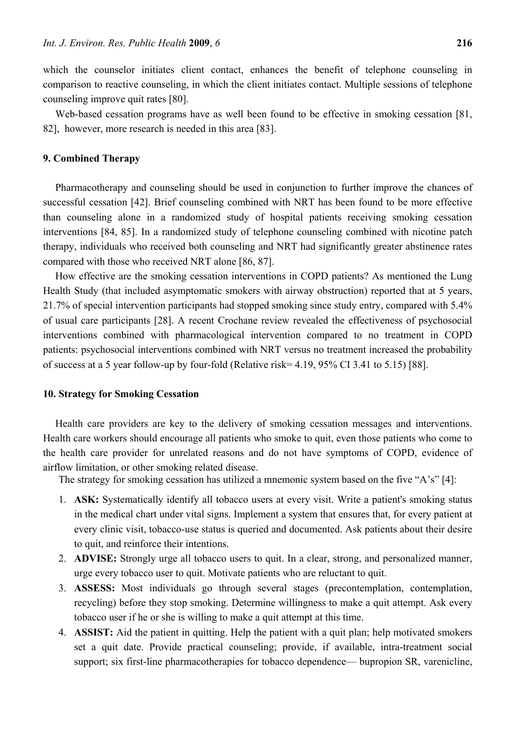which the counselor initiates client contact, enhances the benefit of telephone counseling in comparison to reactive counseling, in which the client initiates contact. Multiple sessions of telephone counseling improve quit rates [80].

Web-based cessation programs have as well been found to be effective in smoking cessation [81, 82], however, more research is needed in this area [83].

## 9. Combined Therapy

Pharmacotherapy and counseling should be used in conjunction to further improve the chances of successful cessation [42]. Brief counseling combined with NRT has been found to be more effective than counseling alone in a randomized study of hospital patients receiving smoking cessation interventions [84, 85]. In a randomized study of telephone counseling combined with nicotine patch therapy, individuals who received both counseling and NRT had significantly greater abstinence rates compared with those who received NRT alone [86, 87].

How effective are the smoking cessation interventions in COPD patients? As mentioned the Lung Health Study (that included asymptomatic smokers with airway obstruction) reported that at 5 years, 21.7% of special intervention participants had stopped smoking since study entry, compared with 5.4% of usual care participants [28]. A recent Crochane review revealed the effectiveness of psychosocial interventions combined with pharmacological intervention compared to no treatment in COPD patients: psychosocial interventions combined with NRT versus no treatment increased the probability of success at a 5 year follow-up by four-fold (Relative risk= 4.19, 95% CI 3.41 to 5.15) [88].

## 10. Strategy for Smoking Cessation

Health care providers are key to the delivery of smoking cessation messages and interventions. Health care workers should encourage all patients who smoke to quit, even those patients who come to the health care provider for unrelated reasons and do not have symptoms of COPD, evidence of airflow limitation, or other smoking related disease.

The strategy for smoking cessation has utilized a mnemonic system based on the five "A's" [4]:

1. **ASK:** Systematically identify all tobacco users at every visit. Write a patient's smoking status in the medical chart under vital signs. Implement a system that ensures that, for every patient at every clinic visit, tobacco-use status is queried and documented. Ask patients about their desire to quit, and reinforce their intentions.
2. **ADVISE:** Strongly urge all tobacco users to quit. In a clear, strong, and personalized manner, urge every tobacco user to quit. Motivate patients who are reluctant to quit.
3. **ASSESS:** Most individuals go through several stages (precontemplation, contemplation, recycling) before they stop smoking. Determine willingness to make a quit attempt. Ask every tobacco user if he or she is willing to make a quit attempt at this time.
4. **ASSIST:** Aid the patient in quitting. Help the patient with a quit plan; help motivated smokers set a quit date. Provide practical counseling; provide, if available, intra-treatment social support; six first-line pharmacotherapies for tobacco dependence— bupropion SR, varenicline,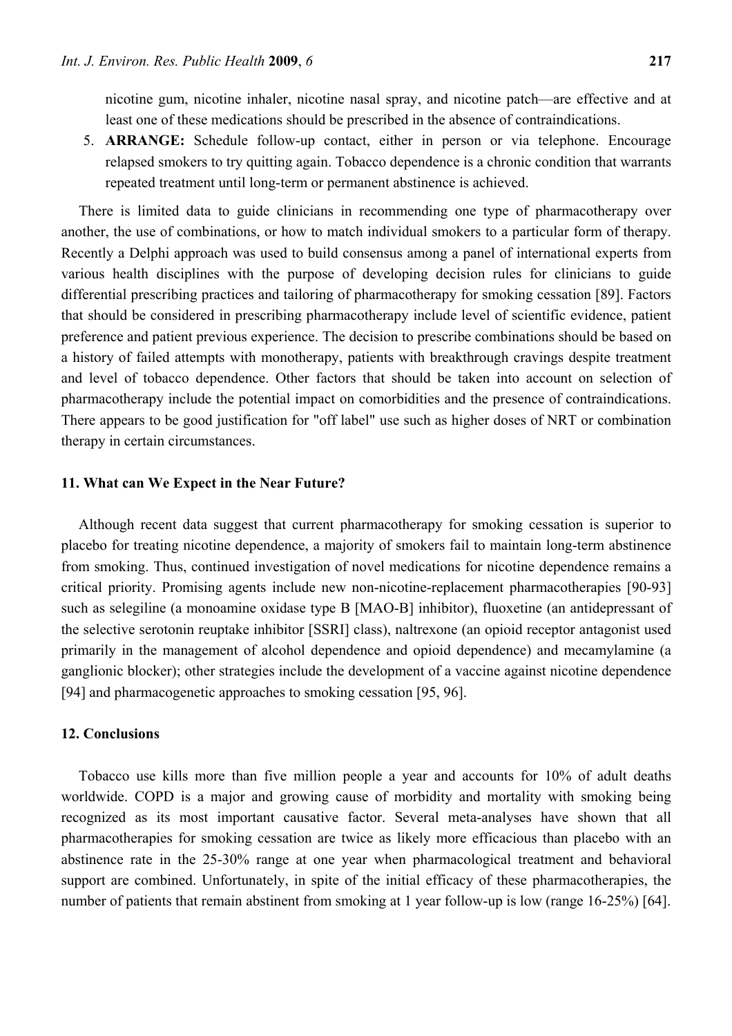nicotine gum, nicotine inhaler, nicotine nasal spray, and nicotine patch—are effective and at least one of these medications should be prescribed in the absence of contraindications.

5. **ARRANGE:** Schedule follow-up contact, either in person or via telephone. Encourage relapsed smokers to try quitting again. Tobacco dependence is a chronic condition that warrants repeated treatment until long-term or permanent abstinence is achieved.

There is limited data to guide clinicians in recommending one type of pharmacotherapy over another, the use of combinations, or how to match individual smokers to a particular form of therapy. Recently a Delphi approach was used to build consensus among a panel of international experts from various health disciplines with the purpose of developing decision rules for clinicians to guide differential prescribing practices and tailoring of pharmacotherapy for smoking cessation [89]. Factors that should be considered in prescribing pharmacotherapy include level of scientific evidence, patient preference and patient previous experience. The decision to prescribe combinations should be based on a history of failed attempts with monotherapy, patients with breakthrough cravings despite treatment and level of tobacco dependence. Other factors that should be taken into account on selection of pharmacotherapy include the potential impact on comorbidities and the presence of contraindications. There appears to be good justification for "off label" use such as higher doses of NRT or combination therapy in certain circumstances.

## 11. What can We Expect in the Near Future?

Although recent data suggest that current pharmacotherapy for smoking cessation is superior to placebo for treating nicotine dependence, a majority of smokers fail to maintain long-term abstinence from smoking. Thus, continued investigation of novel medications for nicotine dependence remains a critical priority. Promising agents include new non-nicotine-replacement pharmacotherapies [90-93] such as selegiline (a monoamine oxidase type B [MAO-B] inhibitor), fluoxetine (an antidepressant of the selective serotonin reuptake inhibitor [SSRI] class), naltrexone (an opioid receptor antagonist used primarily in the management of alcohol dependence and opioid dependence) and mecamylamine (a ganglionic blocker); other strategies include the development of a vaccine against nicotine dependence [94] and pharmacogenetic approaches to smoking cessation [95, 96].

## 12. Conclusions

Tobacco use kills more than five million people a year and accounts for 10% of adult deaths worldwide. COPD is a major and growing cause of morbidity and mortality with smoking being recognized as its most important causative factor. Several meta-analyses have shown that all pharmacotherapies for smoking cessation are twice as likely more efficacious than placebo with an abstinence rate in the 25-30% range at one year when pharmacological treatment and behavioral support are combined. Unfortunately, in spite of the initial efficacy of these pharmacotherapies, the number of patients that remain abstinent from smoking at 1 year follow-up is low (range 16-25%) [64].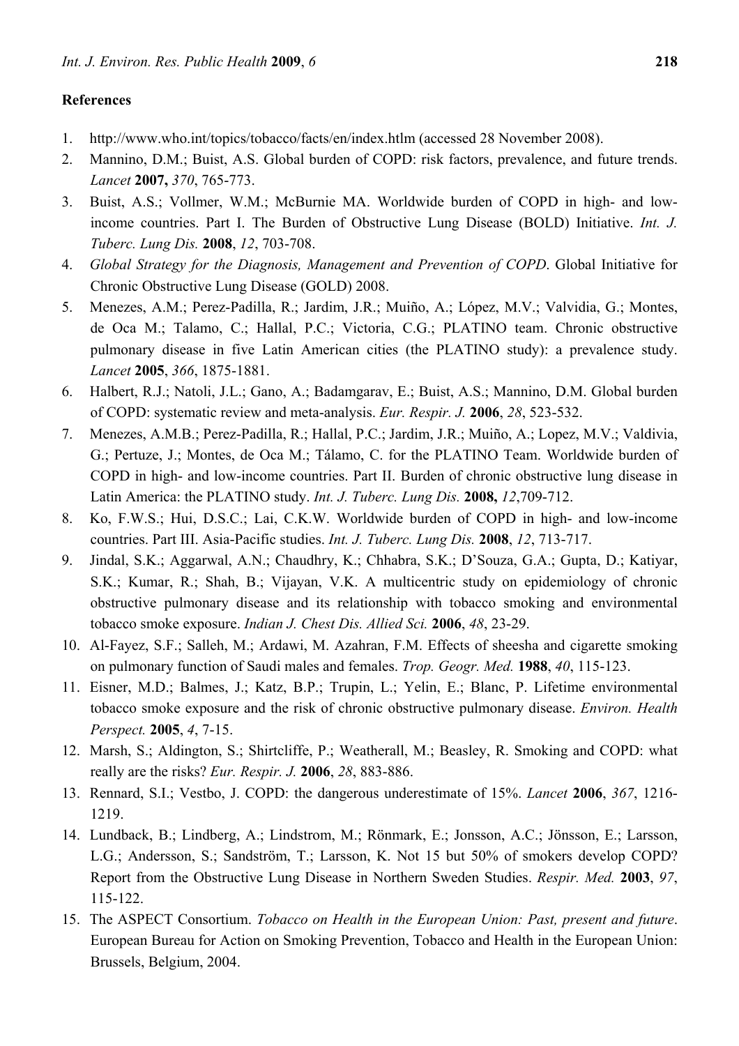**References**

1. http://www.who.int/topics/tobacco/facts/en/index.htlm (accessed 28 November 2008).
2. Mannino, D.M.; Buist, A.S. Global burden of COPD: risk factors, prevalence, and future trends. *Lancet* **2007,** *370*, 765-773.
3. Buist, A.S.; Vollmer, W.M.; McBurnie MA. Worldwide burden of COPD in high- and low-income countries. Part I. The Burden of Obstructive Lung Disease (BOLD) Initiative. *Int. J. Tuberc. Lung Dis.* **2008**, *12*, 703-708.
4. *Global Strategy for the Diagnosis, Management and Prevention of COPD*. Global Initiative for Chronic Obstructive Lung Disease (GOLD) 2008.
5. Menezes, A.M.; Perez-Padilla, R.; Jardim, J.R.; Muiño, A.; López, M.V.; Valvidia, G.; Montes, de Oca M.; Talamo, C.; Hallal, P.C.; Victoria, C.G.; PLATINO team. Chronic obstructive pulmonary disease in five Latin American cities (the PLATINO study): a prevalence study. *Lancet* **2005**, *366*, 1875-1881.
6. Halbert, R.J.; Natoli, J.L.; Gano, A.; Badamgarav, E.; Buist, A.S.; Mannino, D.M. Global burden of COPD: systematic review and meta-analysis. *Eur. Respir. J.* **2006**, *28*, 523-532.
7. Menezes, A.M.B.; Perez-Padilla, R.; Hallal, P.C.; Jardim, J.R.; Muiño, A.; Lopez, M.V.; Valdivia, G.; Pertuze, J.; Montes, de Oca M.; Tálamo, C. for the PLATINO Team. Worldwide burden of COPD in high- and low-income countries. Part II. Burden of chronic obstructive lung disease in Latin America: the PLATINO study. *Int. J. Tuberc. Lung Dis.* **2008,** *12*,709-712.
8. Ko, F.W.S.; Hui, D.S.C.; Lai, C.K.W. Worldwide burden of COPD in high- and low-income countries. Part III. Asia-Pacific studies. *Int. J. Tuberc. Lung Dis.* **2008**, *12*, 713-717.
9. Jindal, S.K.; Aggarwal, A.N.; Chaudhry, K.; Chhabra, S.K.; D'Souza, G.A.; Gupta, D.; Katiyar, S.K.; Kumar, R.; Shah, B.; Vijayan, V.K. A multicentric study on epidemiology of chronic obstructive pulmonary disease and its relationship with tobacco smoking and environmental tobacco smoke exposure. *Indian J. Chest Dis. Allied Sci.* **2006**, *48*, 23-29.
10. Al-Fayez, S.F.; Salleh, M.; Ardawi, M. Azahran, F.M. Effects of sheesha and cigarette smoking on pulmonary function of Saudi males and females. *Trop. Geogr. Med.* **1988**, *40*, 115-123.
11. Eisner, M.D.; Balmes, J.; Katz, B.P.; Trupin, L.; Yelin, E.; Blanc, P. Lifetime environmental tobacco smoke exposure and the risk of chronic obstructive pulmonary disease. *Environ. Health Perspect.* **2005**, *4*, 7-15.
12. Marsh, S.; Aldington, S.; Shirtcliffe, P.; Weatherall, M.; Beasley, R. Smoking and COPD: what really are the risks? *Eur. Respir. J.* **2006**, *28*, 883-886.
13. Rennard, S.I.; Vestbo, J. COPD: the dangerous underestimate of 15%. *Lancet* **2006**, *367*, 1216-1219.
14. Lundback, B.; Lindberg, A.; Lindstrom, M.; Rönmark, E.; Jonsson, A.C.; Jönsson, E.; Larsson, L.G.; Andersson, S.; Sandström, T.; Larsson, K. Not 15 but 50% of smokers develop COPD? Report from the Obstructive Lung Disease in Northern Sweden Studies. *Respir. Med.* **2003**, *97*, 115-122.
15. The ASPECT Consortium. *Tobacco on Health in the European Union: Past, present and future*. European Bureau for Action on Smoking Prevention, Tobacco and Health in the European Union: Brussels, Belgium, 2004.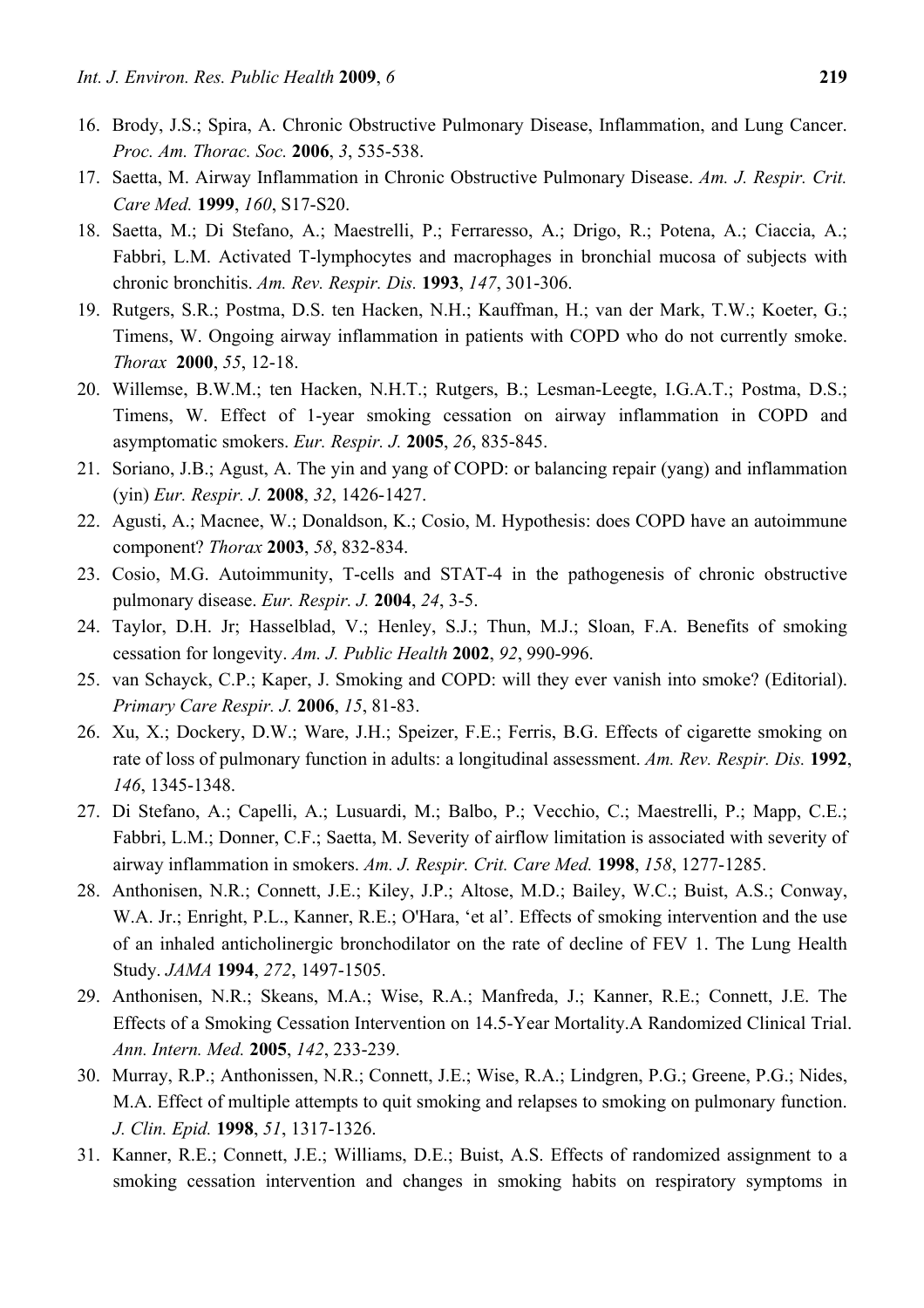16. Brody, J.S.; Spira, A. Chronic Obstructive Pulmonary Disease, Inflammation, and Lung Cancer. *Proc. Am. Thorac. Soc.* **2006**, *3*, 535-538.
17. Saetta, M. Airway Inflammation in Chronic Obstructive Pulmonary Disease. *Am. J. Respir. Crit. Care Med.* **1999**, *160*, S17-S20.
18. Saetta, M.; Di Stefano, A.; Maestrelli, P.; Ferraresso, A.; Drigo, R.; Potena, A.; Ciaccia, A.; Fabbri, L.M. Activated T-lymphocytes and macrophages in bronchial mucosa of subjects with chronic bronchitis. *Am. Rev. Respir. Dis.* **1993**, *147*, 301-306.
19. Rutgers, S.R.; Postma, D.S. ten Hacken, N.H.; Kauffman, H.; van der Mark, T.W.; Koeter, G.; Timens, W. Ongoing airway inflammation in patients with COPD who do not currently smoke. *Thorax* **2000**, *55*, 12-18.
20. Willemse, B.W.M.; ten Hacken, N.H.T.; Rutgers, B.; Lesman-Leegte, I.G.A.T.; Postma, D.S.; Timens, W. Effect of 1-year smoking cessation on airway inflammation in COPD and asymptomatic smokers. *Eur. Respir. J.* **2005**, *26*, 835-845.
21. Soriano, J.B.; Agust, A. The yin and yang of COPD: or balancing repair (yang) and inflammation (yin) *Eur. Respir. J.* **2008**, *32*, 1426-1427.
22. Agusti, A.; Macnee, W.; Donaldson, K.; Cosio, M. Hypothesis: does COPD have an autoimmune component? *Thorax* **2003**, *58*, 832-834.
23. Cosio, M.G. Autoimmunity, T-cells and STAT-4 in the pathogenesis of chronic obstructive pulmonary disease. *Eur. Respir. J.* **2004**, *24*, 3-5.
24. Taylor, D.H. Jr; Hasselblad, V.; Henley, S.J.; Thun, M.J.; Sloan, F.A. Benefits of smoking cessation for longevity. *Am. J. Public Health* **2002**, *92*, 990-996.
25. van Schayck, C.P.; Kaper, J. Smoking and COPD: will they ever vanish into smoke? (Editorial). *Primary Care Respir. J.* **2006**, *15*, 81-83.
26. Xu, X.; Dockery, D.W.; Ware, J.H.; Speizer, F.E.; Ferris, B.G. Effects of cigarette smoking on rate of loss of pulmonary function in adults: a longitudinal assessment. *Am. Rev. Respir. Dis.* **1992**, *146*, 1345-1348.
27. Di Stefano, A.; Capelli, A.; Lusuardi, M.; Balbo, P.; Vecchio, C.; Maestrelli, P.; Mapp, C.E.; Fabbri, L.M.; Donner, C.F.; Saetta, M. Severity of airflow limitation is associated with severity of airway inflammation in smokers. *Am. J. Respir. Crit. Care Med.* **1998**, *158*, 1277-1285.
28. Anthonisen, N.R.; Connett, J.E.; Kiley, J.P.; Altose, M.D.; Bailey, W.C.; Buist, A.S.; Conway, W.A. Jr.; Enright, P.L., Kanner, R.E.; O'Hara, 'et al'. Effects of smoking intervention and the use of an inhaled anticholinergic bronchodilator on the rate of decline of FEV 1. The Lung Health Study. *JAMA* **1994**, *272*, 1497-1505.
29. Anthonisen, N.R.; Skeans, M.A.; Wise, R.A.; Manfreda, J.; Kanner, R.E.; Connett, J.E. The Effects of a Smoking Cessation Intervention on 14.5-Year Mortality.A Randomized Clinical Trial. *Ann. Intern. Med.* **2005**, *142*, 233-239.
30. Murray, R.P.; Anthonissen, N.R.; Connett, J.E.; Wise, R.A.; Lindgren, P.G.; Greene, P.G.; Nides, M.A. Effect of multiple attempts to quit smoking and relapses to smoking on pulmonary function. *J. Clin. Epid.* **1998**, *51*, 1317-1326.
31. Kanner, R.E.; Connett, J.E.; Williams, D.E.; Buist, A.S. Effects of randomized assignment to a smoking cessation intervention and changes in smoking habits on respiratory symptoms in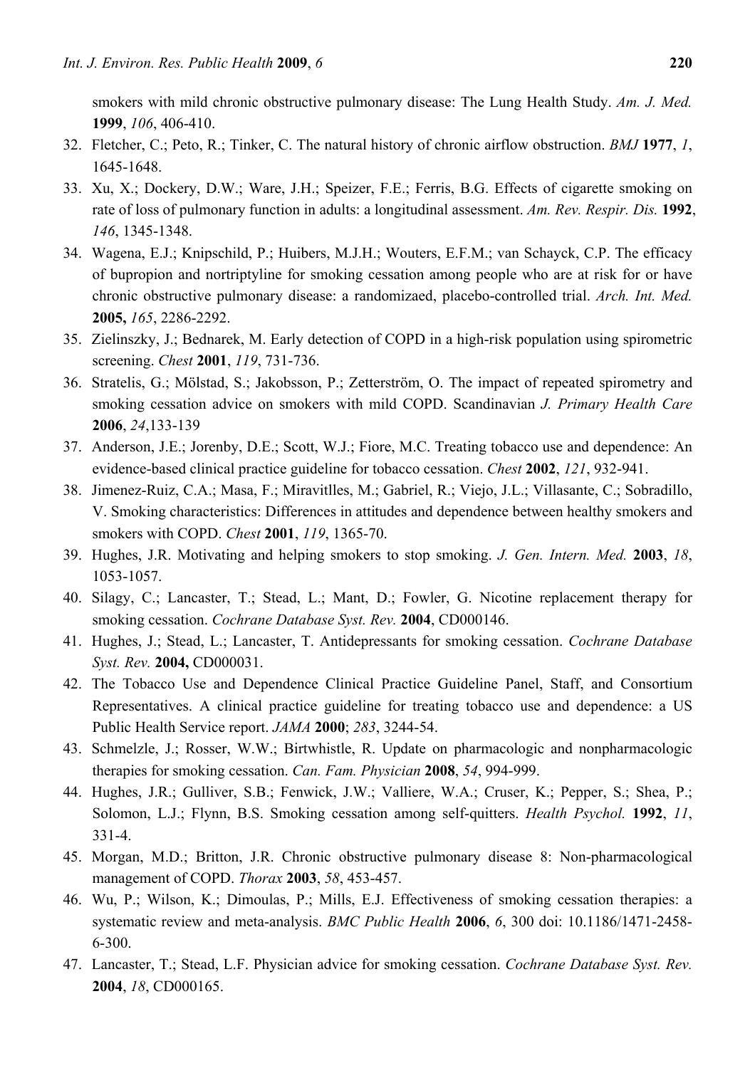smokers with mild chronic obstructive pulmonary disease: The Lung Health Study. *Am. J. Med.* **1999**, *106*, 406-410.

32. Fletcher, C.; Peto, R.; Tinker, C. The natural history of chronic airflow obstruction. *BMJ* **1977**, *1*, 1645-1648.
33. Xu, X.; Dockery, D.W.; Ware, J.H.; Speizer, F.E.; Ferris, B.G. Effects of cigarette smoking on rate of loss of pulmonary function in adults: a longitudinal assessment. *Am. Rev. Respir. Dis.* **1992**, *146*, 1345-1348.
34. Wagena, E.J.; Knipschild, P.; Huibers, M.J.H.; Wouters, E.F.M.; van Schayck, C.P. The efficacy of bupropion and nortriptyline for smoking cessation among people who are at risk for or have chronic obstructive pulmonary disease: a randomizaed, placebo-controlled trial. *Arch. Int. Med.* **2005,** *165*, 2286-2292.
35. Zielinszky, J.; Bednarek, M. Early detection of COPD in a high-risk population using spirometric screening. *Chest* **2001**, *119*, 731-736.
36. Stratelis, G.; Mölstad, S.; Jakobsson, P.; Zetterström, O. The impact of repeated spirometry and smoking cessation advice on smokers with mild COPD. Scandinavian *J. Primary Health Care* **2006**, *24*,133-139
37. Anderson, J.E.; Jorenby, D.E.; Scott, W.J.; Fiore, M.C. Treating tobacco use and dependence: An evidence-based clinical practice guideline for tobacco cessation. *Chest* **2002**, *121*, 932-941.
38. Jimenez-Ruiz, C.A.; Masa, F.; Miravitlles, M.; Gabriel, R.; Viejo, J.L.; Villasante, C.; Sobradillo, V. Smoking characteristics: Differences in attitudes and dependence between healthy smokers and smokers with COPD. *Chest* **2001**, *119*, 1365-70.
39. Hughes, J.R. Motivating and helping smokers to stop smoking. *J. Gen. Intern. Med.* **2003**, *18*, 1053-1057.
40. Silagy, C.; Lancaster, T.; Stead, L.; Mant, D.; Fowler, G. Nicotine replacement therapy for smoking cessation. *Cochrane Database Syst. Rev.* **2004**, CD000146.
41. Hughes, J.; Stead, L.; Lancaster, T. Antidepressants for smoking cessation. *Cochrane Database Syst. Rev.* **2004,** CD000031.
42. The Tobacco Use and Dependence Clinical Practice Guideline Panel, Staff, and Consortium Representatives. A clinical practice guideline for treating tobacco use and dependence: a US Public Health Service report. *JAMA* **2000**; *283*, 3244-54.
43. Schmelzle, J.; Rosser, W.W.; Birtwhistle, R. Update on pharmacologic and nonpharmacologic therapies for smoking cessation. *Can. Fam. Physician* **2008**, *54*, 994-999.
44. Hughes, J.R.; Gulliver, S.B.; Fenwick, J.W.; Valliere, W.A.; Cruser, K.; Pepper, S.; Shea, P.; Solomon, L.J.; Flynn, B.S. Smoking cessation among self-quitters. *Health Psychol.* **1992**, *11*, 331-4.
45. Morgan, M.D.; Britton, J.R. Chronic obstructive pulmonary disease 8: Non-pharmacological management of COPD. *Thorax* **2003**, *58*, 453-457.
46. Wu, P.; Wilson, K.; Dimoulas, P.; Mills, E.J. Effectiveness of smoking cessation therapies: a systematic review and meta-analysis. *BMC Public Health* **2006**, *6*, 300 doi: 10.1186/1471-2458-6-300.
47. Lancaster, T.; Stead, L.F. Physician advice for smoking cessation. *Cochrane Database Syst. Rev.* **2004**, *18*, CD000165.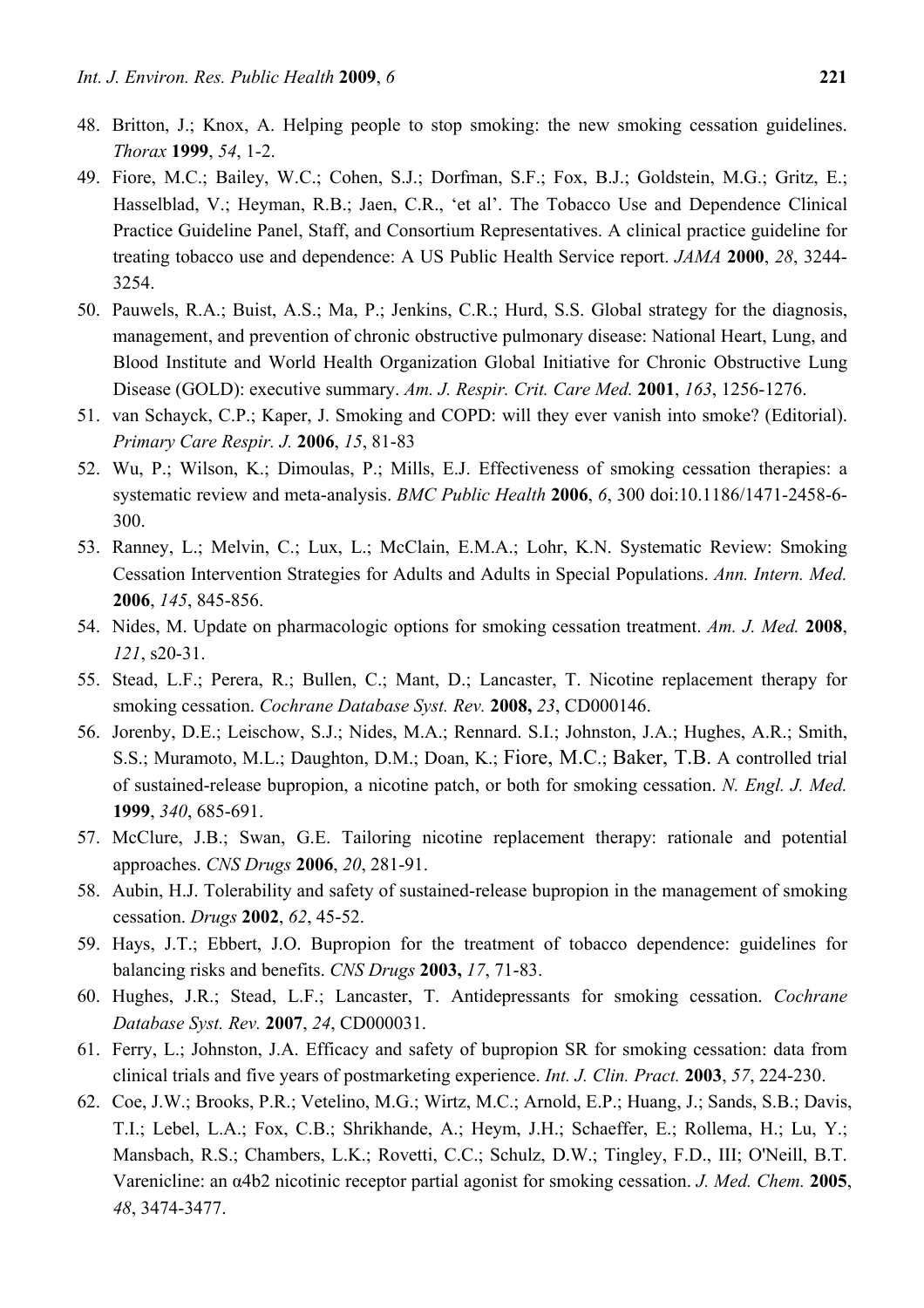48. Britton, J.; Knox, A. Helping people to stop smoking: the new smoking cessation guidelines. *Thorax* **1999**, *54*, 1-2.
49. Fiore, M.C.; Bailey, W.C.; Cohen, S.J.; Dorfman, S.F.; Fox, B.J.; Goldstein, M.G.; Gritz, E.; Hasselblad, V.; Heyman, R.B.; Jaen, C.R., 'et al'. The Tobacco Use and Dependence Clinical Practice Guideline Panel, Staff, and Consortium Representatives. A clinical practice guideline for treating tobacco use and dependence: A US Public Health Service report. *JAMA* **2000**, *28*, 3244-3254.
50. Pauwels, R.A.; Buist, A.S.; Ma, P.; Jenkins, C.R.; Hurd, S.S. Global strategy for the diagnosis, management, and prevention of chronic obstructive pulmonary disease: National Heart, Lung, and Blood Institute and World Health Organization Global Initiative for Chronic Obstructive Lung Disease (GOLD): executive summary. *Am. J. Respir. Crit. Care Med.* **2001**, *163*, 1256-1276.
51. van Schayck, C.P.; Kaper, J. Smoking and COPD: will they ever vanish into smoke? (Editorial). *Primary Care Respir. J.* **2006**, *15*, 81-83
52. Wu, P.; Wilson, K.; Dimoulas, P.; Mills, E.J. Effectiveness of smoking cessation therapies: a systematic review and meta-analysis. *BMC Public Health* **2006**, *6*, 300 doi:10.1186/1471-2458-6-300.
53. Ranney, L.; Melvin, C.; Lux, L.; McClain, E.M.A.; Lohr, K.N. Systematic Review: Smoking Cessation Intervention Strategies for Adults and Adults in Special Populations. *Ann. Intern. Med.* **2006**, *145*, 845-856.
54. Nides, M. Update on pharmacologic options for smoking cessation treatment. *Am. J. Med.* **2008**, *121*, s20-31.
55. Stead, L.F.; Perera, R.; Bullen, C.; Mant, D.; Lancaster, T. Nicotine replacement therapy for smoking cessation. *Cochrane Database Syst. Rev.* **2008,** *23*, CD000146.
56. Jorenby, D.E.; Leischow, S.J.; Nides, M.A.; Rennard. S.I.; Johnston, J.A.; Hughes, A.R.; Smith, S.S.; Muramoto, M.L.; Daughton, D.M.; Doan, K.; Fiore, M.C.; Baker, T.B. A controlled trial of sustained-release bupropion, a nicotine patch, or both for smoking cessation. *N. Engl. J. Med.* **1999**, *340*, 685-691.
57. McClure, J.B.; Swan, G.E. Tailoring nicotine replacement therapy: rationale and potential approaches. *CNS Drugs* **2006**, *20*, 281-91.
58. Aubin, H.J. Tolerability and safety of sustained-release bupropion in the management of smoking cessation. *Drugs* **2002**, *62*, 45-52.
59. Hays, J.T.; Ebbert, J.O. Bupropion for the treatment of tobacco dependence: guidelines for balancing risks and benefits. *CNS Drugs* **2003,** *17*, 71-83.
60. Hughes, J.R.; Stead, L.F.; Lancaster, T. Antidepressants for smoking cessation. *Cochrane Database Syst. Rev.* **2007**, *24*, CD000031.
61. Ferry, L.; Johnston, J.A. Efficacy and safety of bupropion SR for smoking cessation: data from clinical trials and five years of postmarketing experience. *Int. J. Clin. Pract.* **2003**, *57*, 224-230.
62. Coe, J.W.; Brooks, P.R.; Vetelino, M.G.; Wirtz, M.C.; Arnold, E.P.; Huang, J.; Sands, S.B.; Davis, T.I.; Lebel, L.A.; Fox, C.B.; Shrikhande, A.; Heym, J.H.; Schaeffer, E.; Rollema, H.; Lu, Y.; Mansbach, R.S.; Chambers, L.K.; Rovetti, C.C.; Schulz, D.W.; Tingley, F.D., III; O'Neill, B.T. Varenicline: an α4b2 nicotinic receptor partial agonist for smoking cessation. *J. Med. Chem.* **2005**, *48*, 3474-3477.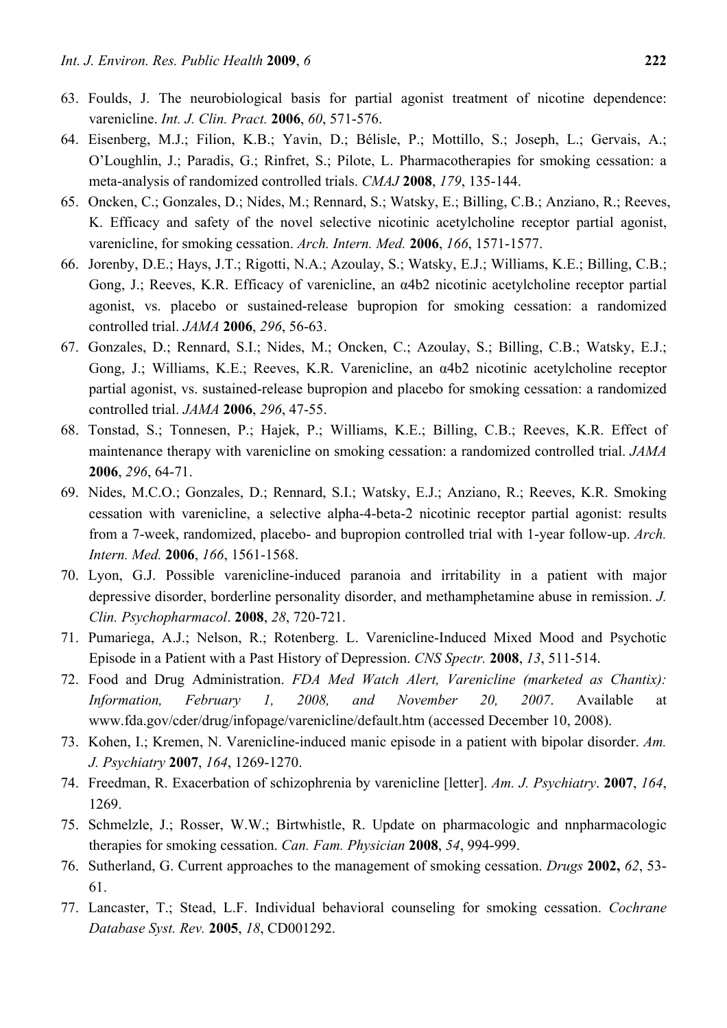63. Foulds, J. The neurobiological basis for partial agonist treatment of nicotine dependence: varenicline. *Int. J. Clin. Pract.* **2006**, *60*, 571-576.
64. Eisenberg, M.J.; Filion, K.B.; Yavin, D.; Bélisle, P.; Mottillo, S.; Joseph, L.; Gervais, A.; O'Loughlin, J.; Paradis, G.; Rinfret, S.; Pilote, L. Pharmacotherapies for smoking cessation: a meta-analysis of randomized controlled trials. *CMAJ* **2008**, *179*, 135-144.
65. Oncken, C.; Gonzales, D.; Nides, M.; Rennard, S.; Watsky, E.; Billing, C.B.; Anziano, R.; Reeves, K. Efficacy and safety of the novel selective nicotinic acetylcholine receptor partial agonist, varenicline, for smoking cessation. *Arch. Intern. Med.* **2006**, *166*, 1571-1577.
66. Jorenby, D.E.; Hays, J.T.; Rigotti, N.A.; Azoulay, S.; Watsky, E.J.; Williams, K.E.; Billing, C.B.; Gong, J.; Reeves, K.R. Efficacy of varenicline, an α4b2 nicotinic acetylcholine receptor partial agonist, vs. placebo or sustained-release bupropion for smoking cessation: a randomized controlled trial. *JAMA* **2006**, *296*, 56-63.
67. Gonzales, D.; Rennard, S.I.; Nides, M.; Oncken, C.; Azoulay, S.; Billing, C.B.; Watsky, E.J.; Gong, J.; Williams, K.E.; Reeves, K.R. Varenicline, an α4b2 nicotinic acetylcholine receptor partial agonist, vs. sustained-release bupropion and placebo for smoking cessation: a randomized controlled trial. *JAMA* **2006**, *296*, 47-55.
68. Tonstad, S.; Tonnesen, P.; Hajek, P.; Williams, K.E.; Billing, C.B.; Reeves, K.R. Effect of maintenance therapy with varenicline on smoking cessation: a randomized controlled trial. *JAMA* **2006**, *296*, 64-71.
69. Nides, M.C.O.; Gonzales, D.; Rennard, S.I.; Watsky, E.J.; Anziano, R.; Reeves, K.R. Smoking cessation with varenicline, a selective alpha-4-beta-2 nicotinic receptor partial agonist: results from a 7-week, randomized, placebo- and bupropion controlled trial with 1-year follow-up. *Arch. Intern. Med.* **2006**, *166*, 1561-1568.
70. Lyon, G.J. Possible varenicline-induced paranoia and irritability in a patient with major depressive disorder, borderline personality disorder, and methamphetamine abuse in remission. *J. Clin. Psychopharmacol*. **2008**, *28*, 720-721.
71. Pumariega, A.J.; Nelson, R.; Rotenberg. L. Varenicline-Induced Mixed Mood and Psychotic Episode in a Patient with a Past History of Depression. *CNS Spectr.* **2008**, *13*, 511-514.
72. Food and Drug Administration. *FDA Med Watch Alert, Varenicline (marketed as Chantix): Information, February 1, 2008, and November 20, 2007*. Available at www.fda.gov/cder/drug/infopage/varenicline/default.htm (accessed December 10, 2008).
73. Kohen, I.; Kremen, N. Varenicline-induced manic episode in a patient with bipolar disorder. *Am. J. Psychiatry* **2007**, *164*, 1269-1270.
74. Freedman, R. Exacerbation of schizophrenia by varenicline [letter]. *Am. J. Psychiatry*. **2007**, *164*, 1269.
75. Schmelzle, J.; Rosser, W.W.; Birtwhistle, R. Update on pharmacologic and nnpharmacologic therapies for smoking cessation. *Can. Fam. Physician* **2008**, *54*, 994-999.
76. Sutherland, G. Current approaches to the management of smoking cessation. *Drugs* **2002,** *62*, 53-61.
77. Lancaster, T.; Stead, L.F. Individual behavioral counseling for smoking cessation. *Cochrane Database Syst. Rev.* **2005**, *18*, CD001292.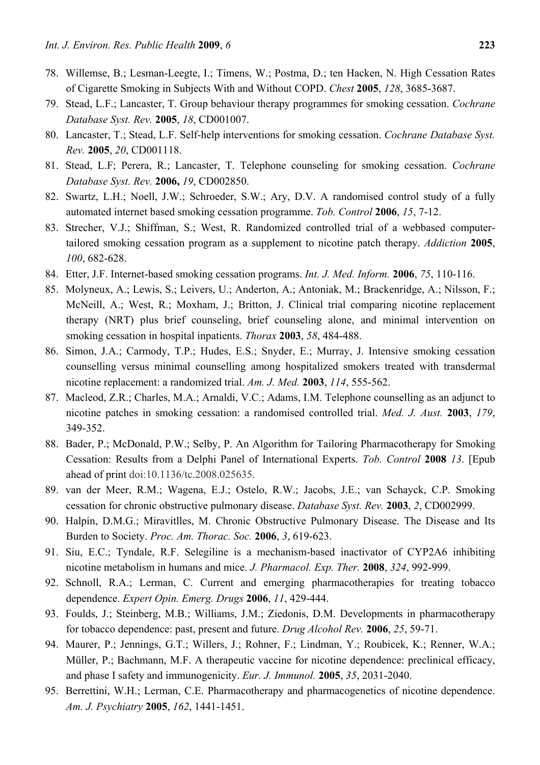78. Willemse, B.; Lesman-Leegte, I.; Timens, W.; Postma, D.; ten Hacken, N. High Cessation Rates of Cigarette Smoking in Subjects With and Without COPD. *Chest* **2005**, *128*, 3685-3687.
79. Stead, L.F.; Lancaster, T. Group behaviour therapy programmes for smoking cessation. *Cochrane Database Syst. Rev.* **2005**, *18*, CD001007.
80. Lancaster, T.; Stead, L.F. Self-help interventions for smoking cessation. *Cochrane Database Syst. Rev.* **2005**, *20*, CD001118.
81. Stead, L.F; Perera, R.; Lancaster, T. Telephone counseling for smoking cessation. *Cochrane Database Syst. Rev.* **2006,** *19*, CD002850.
82. Swartz, L.H.; Noell, J.W.; Schroeder, S.W.; Ary, D.V. A randomised control study of a fully automated internet based smoking cessation programme. *Tob. Control* **2006**, *15*, 7-12.
83. Strecher, V.J.; Shiffman, S.; West, R. Randomized controlled trial of a webbased computer-tailored smoking cessation program as a supplement to nicotine patch therapy. *Addiction* **2005**, *100*, 682-628.
84. Etter, J.F. Internet-based smoking cessation programs. *Int. J. Med. Inform.* **2006**, *75*, 110-116.
85. Molyneux, A.; Lewis, S.; Leivers, U.; Anderton, A.; Antoniak, M.; Brackenridge, A.; Nilsson, F.; McNeill, A.; West, R.; Moxham, J.; Britton, J. Clinical trial comparing nicotine replacement therapy (NRT) plus brief counseling, brief counseling alone, and minimal intervention on smoking cessation in hospital inpatients. *Thorax* **2003**, *58*, 484-488.
86. Simon, J.A.; Carmody, T.P.; Hudes, E.S.; Snyder, E.; Murray, J. Intensive smoking cessation counselling versus minimal counselling among hospitalized smokers treated with transdermal nicotine replacement: a randomized trial. *Am. J. Med.* **2003**, *114*, 555-562.
87. Macleod, Z.R.; Charles, M.A.; Arnaldi, V.C.; Adams, I.M. Telephone counselling as an adjunct to nicotine patches in smoking cessation: a randomised controlled trial. *Med. J. Aust.* **2003**, *179*, 349-352.
88. Bader, P.; McDonald, P.W.; Selby, P. An Algorithm for Tailoring Pharmacotherapy for Smoking Cessation: Results from a Delphi Panel of International Experts. *Tob. Control* **2008** *13*. [Epub ahead of print doi:10.1136/tc.2008.025635.
89. van der Meer, R.M.; Wagena, E.J.; Ostelo, R.W.; Jacobs, J.E.; van Schayck, C.P. Smoking cessation for chronic obstructive pulmonary disease. *Database Syst. Rev.* **2003**, *2*, CD002999.
90. Halpin, D.M.G.; Miravitlles, M. Chronic Obstructive Pulmonary Disease. The Disease and Its Burden to Society. *Proc. Am. Thorac. Soc.* **2006**, *3*, 619-623.
91. Siu, E.C.; Tyndale, R.F. Selegiline is a mechanism-based inactivator of CYP2A6 inhibiting nicotine metabolism in humans and mice. *J. Pharmacol. Exp. Ther.* **2008**, *324*, 992-999.
92. Schnoll, R.A.; Lerman, C. Current and emerging pharmacotherapies for treating tobacco dependence. *Expert Opin. Emerg. Drugs* **2006**, *11*, 429-444.
93. Foulds, J.; Steinberg, M.B.; Williams, J.M.; Ziedonis, D.M. Developments in pharmacotherapy for tobacco dependence: past, present and future. *Drug Alcohol Rev.* **2006**, *25*, 59-71.
94. Maurer, P.; Jennings, G.T.; Willers, J.; Rohner, F.; Lindman, Y.; Roubicek, K.; Renner, W.A.; Müller, P.; Bachmann, M.F. A therapeutic vaccine for nicotine dependence: preclinical efficacy, and phase I safety and immunogenicity. *Eur. J. Immunol.* **2005**, *35*, 2031-2040.
95. Berrettini, W.H.; Lerman, C.E. Pharmacotherapy and pharmacogenetics of nicotine dependence. *Am. J. Psychiatry* **2005**, *162*, 1441-1451.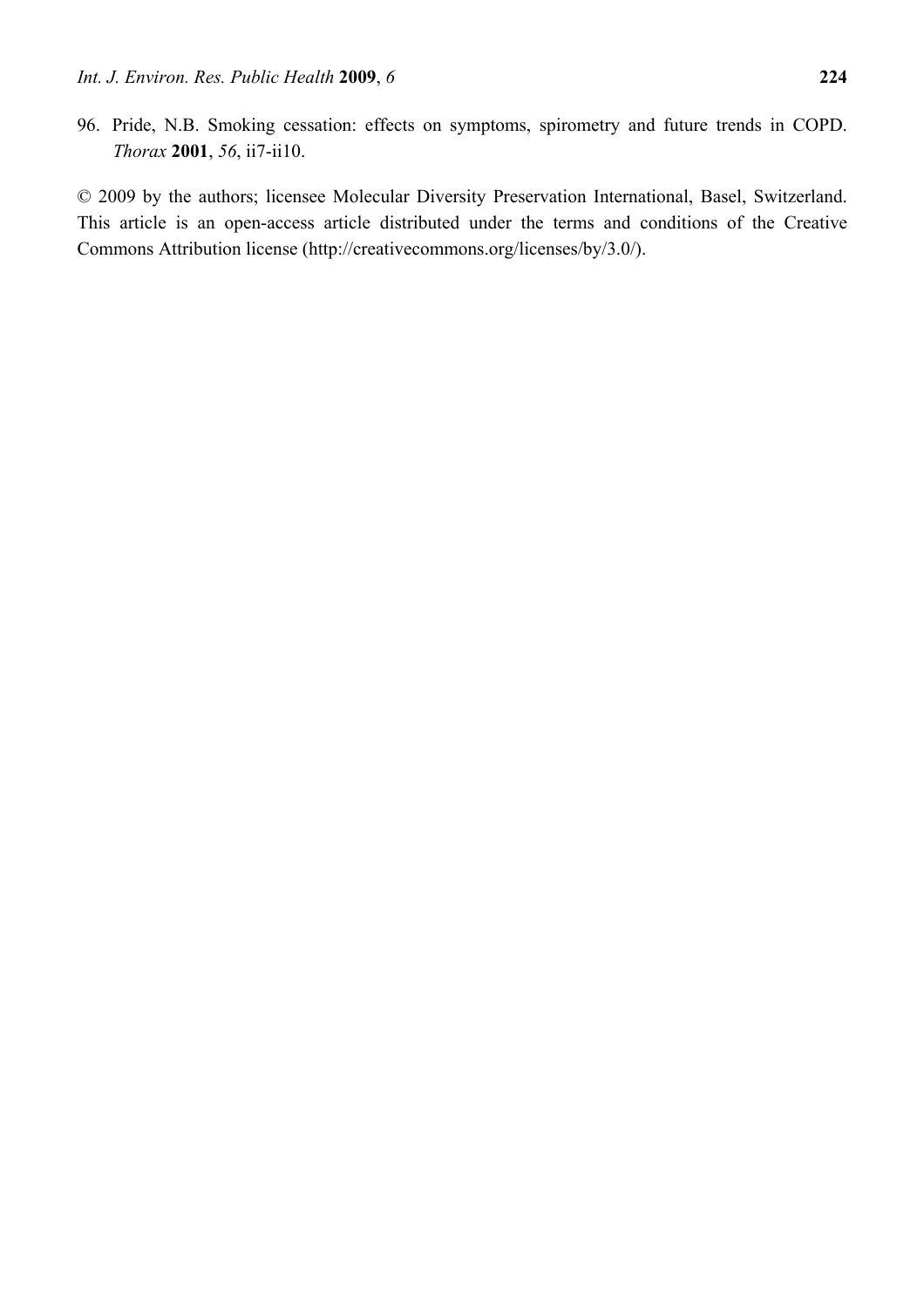96. Pride, N.B. Smoking cessation: effects on symptoms, spirometry and future trends in COPD. *Thorax* **2001**, *56*, ii7-ii10.

© 2009 by the authors; licensee Molecular Diversity Preservation International, Basel, Switzerland. This article is an open-access article distributed under the terms and conditions of the Creative Commons Attribution license (http://creativecommons.org/licenses/by/3.0/).